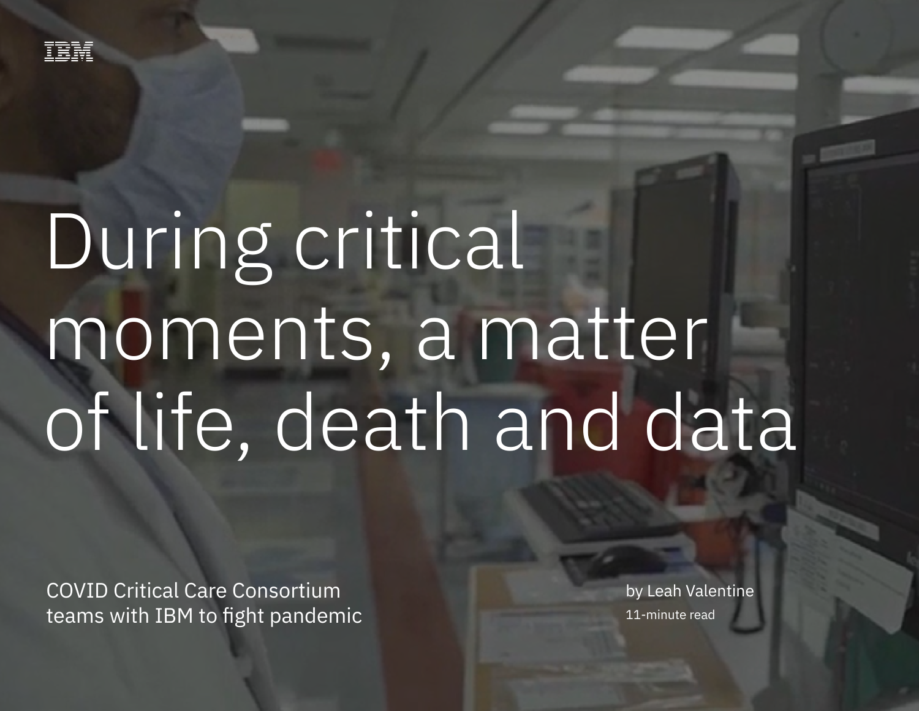IBM

# During critical moments, a matter of life, death and data

COVID Critical Care Consortium teams with IBM to fight pandemic

by Leah Valentine

11-minute read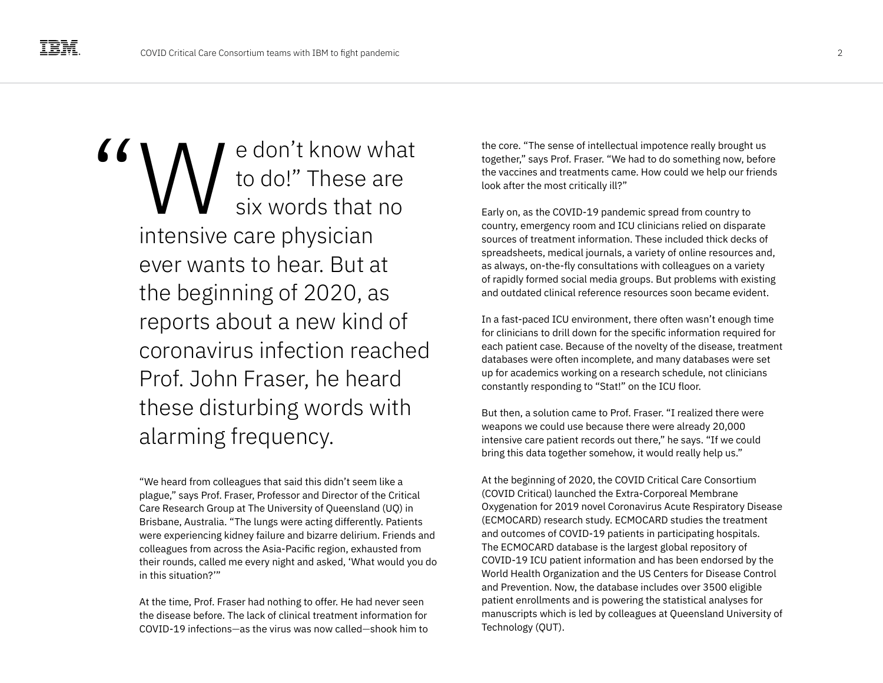"We don't know what to do!" These are six words that no intensive care physician ever wants to hear. But at the beginning of 2020, as reports about a new kind of coronavirus infection reached Prof. John Fraser, he heard these disturbing words with alarming frequency.

"We heard from colleagues that said this didn't seem like a plague," says Prof. Fraser, Professor and Director of the Critical Care Research Group at The University of Queensland (UQ) in Brisbane, Australia. "The lungs were acting differently. Patients were experiencing kidney failure and bizarre delirium. Friends and colleagues from across the Asia-Pacific region, exhausted from their rounds, called me every night and asked, 'What would you do in this situation?'"

At the time, Prof. Fraser had nothing to offer. He had never seen the disease before. The lack of clinical treatment information for COVID-19 infections—as the virus was now called—shook him to the core. "The sense of intellectual impotence really brought us together," says Prof. Fraser. "We had to do something now, before the vaccines and treatments came. How could we help our friends look after the most critically ill?"

Early on, as the COVID-19 pandemic spread from country to country, emergency room and ICU clinicians relied on disparate sources of treatment information. These included thick decks of spreadsheets, medical journals, a variety of online resources and, as always, on-the-fly consultations with colleagues on a variety of rapidly formed social media groups. But problems with existing and outdated clinical reference resources soon became evident.

In a fast-paced ICU environment, there often wasn't enough time for clinicians to drill down for the specific information required for each patient case. Because of the novelty of the disease, treatment databases were often incomplete, and many databases were set up for academics working on a research schedule, not clinicians constantly responding to "Stat!" on the ICU floor.

But then, a solution came to Prof. Fraser. "I realized there were weapons we could use because there were already 20,000 intensive care patient records out there," he says. "If we could bring this data together somehow, it would really help us."

At the beginning of 2020, the COVID Critical Care Consortium (COVID Critical) launched the Extra-Corporeal Membrane Oxygenation for 2019 novel Coronavirus Acute Respiratory Disease (ECMOCARD) research study. ECMOCARD studies the treatment and outcomes of COVID-19 patients in participating hospitals. The ECMOCARD database is the largest global repository of COVID-19 ICU patient information and has been endorsed by the World Health Organization and the US Centers for Disease Control and Prevention. Now, the database includes over 3500 eligible patient enrollments and is powering the statistical analyses for manuscripts which is led by colleagues at Queensland University of Technology (QUT).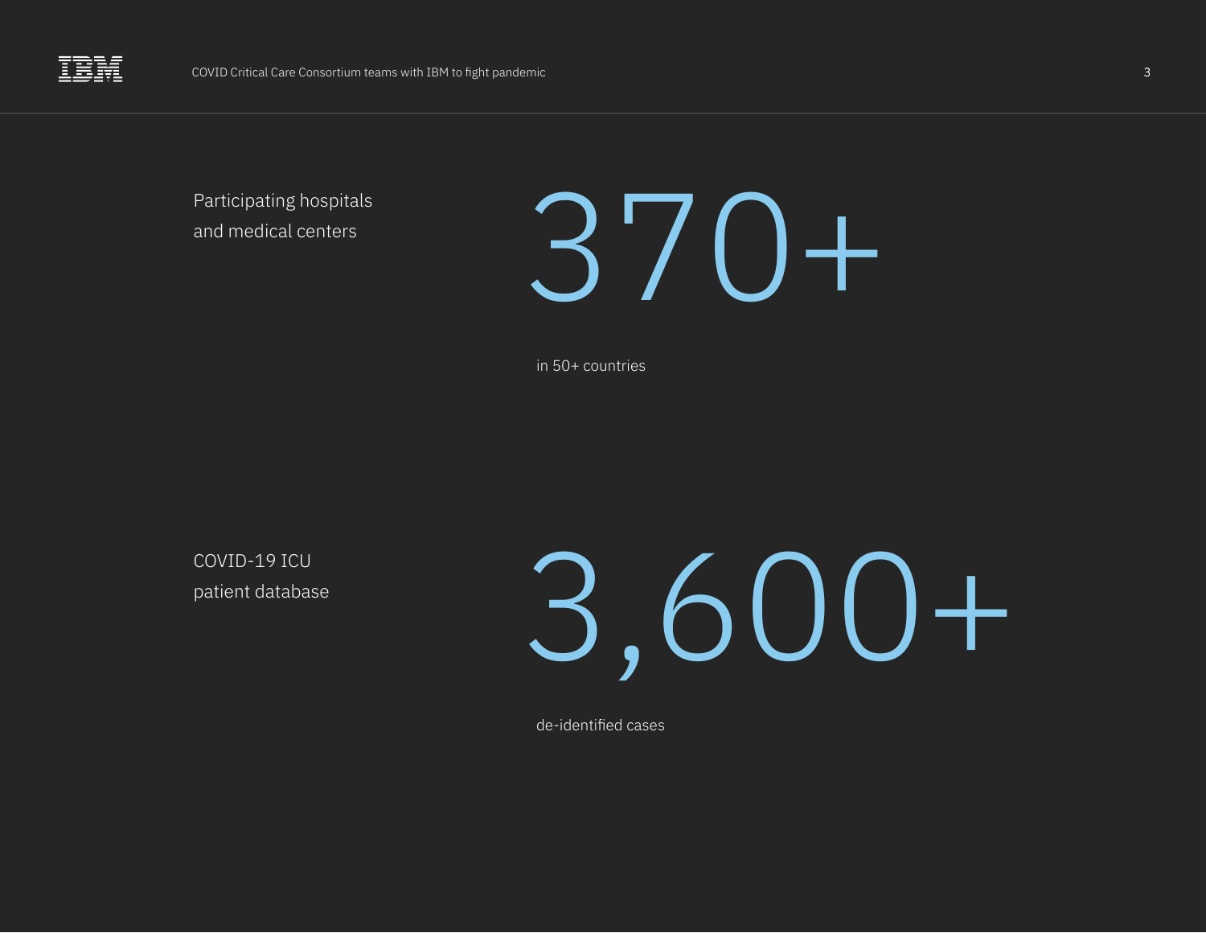Participating hospitals and medical centers

**370+**

in 50+ countries

COVID-19 ICU patient database

**3,600+**

de-identified cases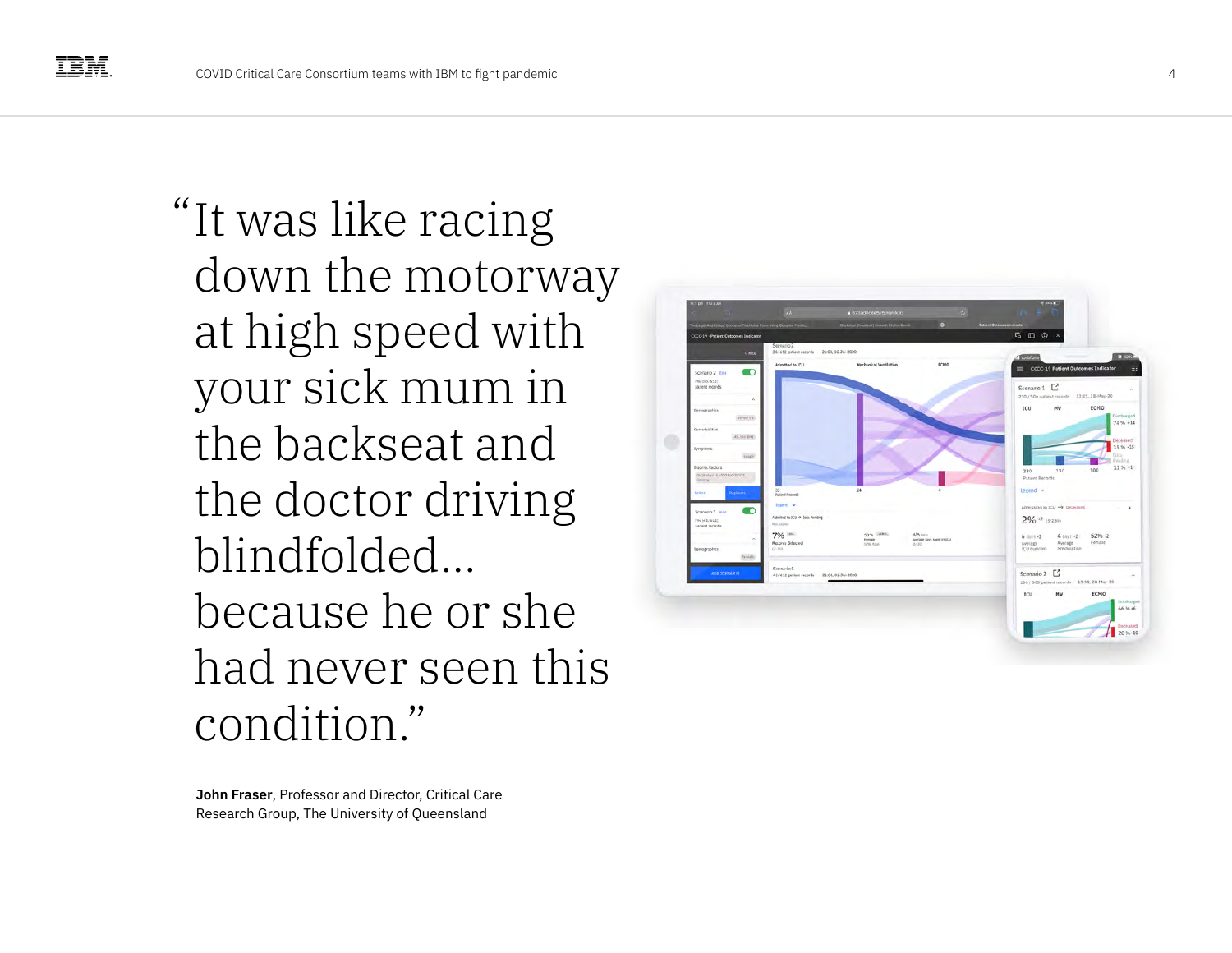> "It was like racing down the motorway at high speed with your sick mum in the backseat and the doctor driving blindfolded... because he or she had never seen this condition."

**John Fraser**, Professor and Director, Critical Care Research Group, The University of Queensland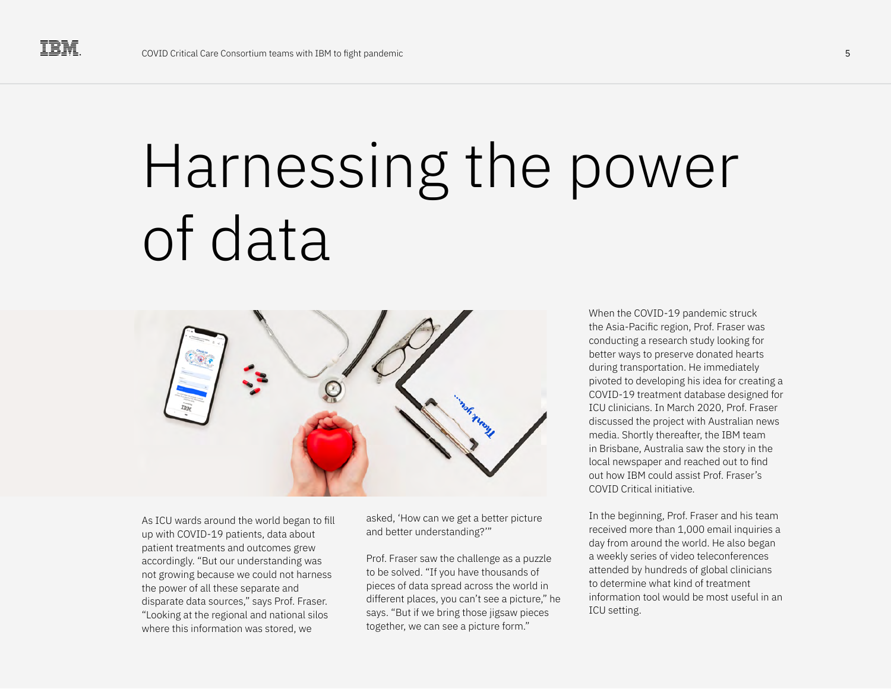# Harnessing the power of data

As ICU wards around the world began to fill up with COVID-19 patients, data about patient treatments and outcomes grew accordingly. "But our understanding was not growing because we could not harness the power of all these separate and disparate data sources," says Prof. Fraser. "Looking at the regional and national silos where this information was stored, we asked, 'How can we get a better picture and better understanding?'"

Prof. Fraser saw the challenge as a puzzle to be solved. "If you have thousands of pieces of data spread across the world in different places, you can't see a picture," he says. "But if we bring those jigsaw pieces together, we can see a picture form."

When the COVID-19 pandemic struck the Asia-Pacific region, Prof. Fraser was conducting a research study looking for better ways to preserve donated hearts during transportation. He immediately pivoted to developing his idea for creating a COVID-19 treatment database designed for ICU clinicians. In March 2020, Prof. Fraser discussed the project with Australian news media. Shortly thereafter, the IBM team in Brisbane, Australia saw the story in the local newspaper and reached out to find out how IBM could assist Prof. Fraser's COVID Critical initiative.

In the beginning, Prof. Fraser and his team received more than 1,000 email inquiries a day from around the world. He also began a weekly series of video teleconferences attended by hundreds of global clinicians to determine what kind of treatment information tool would be most useful in an ICU setting.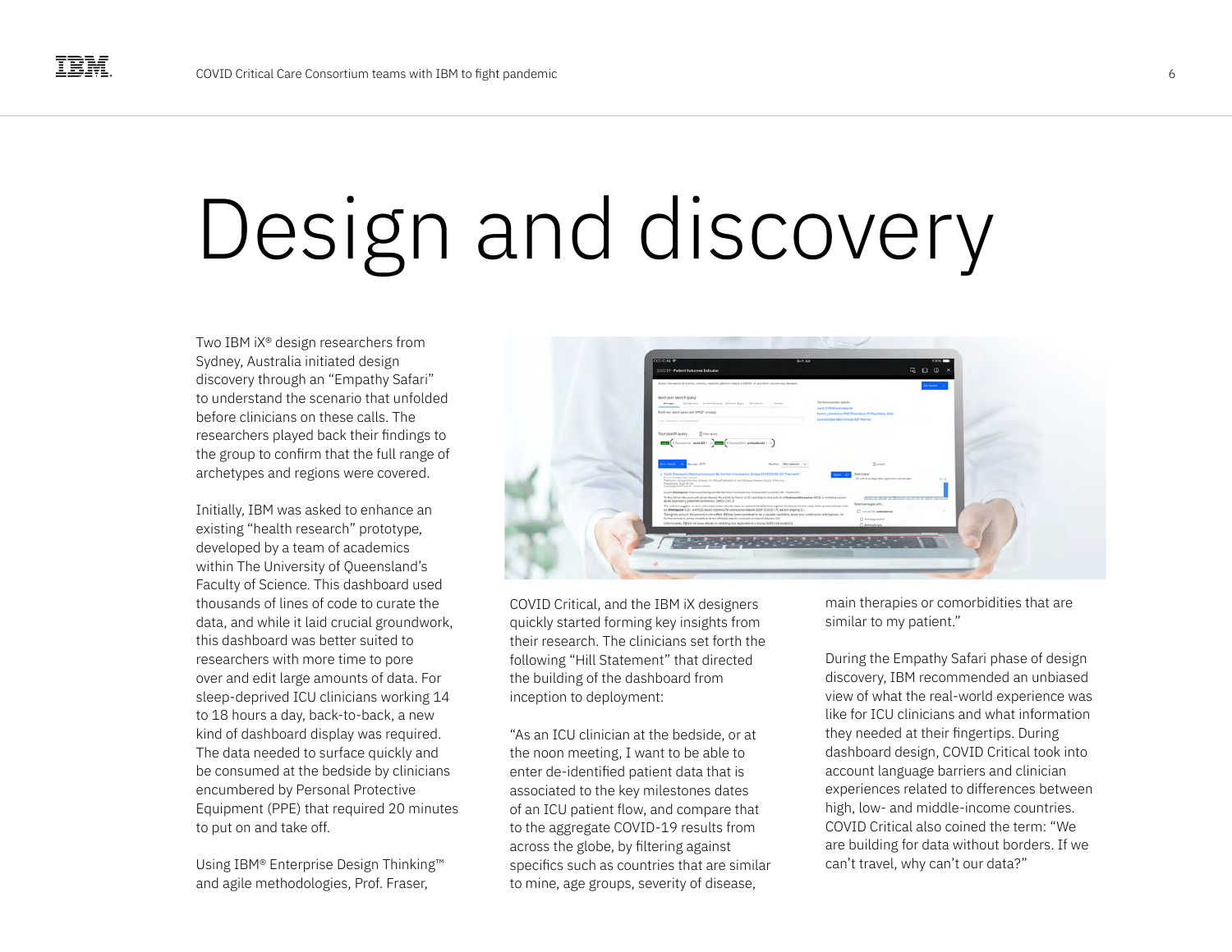# Design and discovery

Two IBM iX® design researchers from Sydney, Australia initiated design discovery through an "Empathy Safari" to understand the scenario that unfolded before clinicians on these calls. The researchers played back their findings to the group to confirm that the full range of archetypes and regions were covered.

Initially, IBM was asked to enhance an existing "health research" prototype, developed by a team of academics within The University of Queensland's Faculty of Science. This dashboard used thousands of lines of code to curate the data, and while it laid crucial groundwork, this dashboard was better suited to researchers with more time to pore over and edit large amounts of data. For sleep-deprived ICU clinicians working 14 to 18 hours a day, back-to-back, a new kind of dashboard display was required. The data needed to surface quickly and be consumed at the bedside by clinicians encumbered by Personal Protective Equipment (PPE) that required 20 minutes to put on and take off.

Using IBM® Enterprise Design Thinking™ and agile methodologies, Prof. Fraser, COVID Critical, and the IBM iX designers quickly started forming key insights from their research. The clinicians set forth the following "Hill Statement" that directed the building of the dashboard from inception to deployment:

"As an ICU clinician at the bedside, or at the noon meeting, I want to be able to enter de-identified patient data that is associated to the key milestones dates of an ICU patient flow, and compare that to the aggregate COVID-19 results from across the globe, by filtering against specifics such as countries that are similar to mine, age groups, severity of disease, main therapies or comorbidities that are similar to my patient."

During the Empathy Safari phase of design discovery, IBM recommended an unbiased view of what the real-world experience was like for ICU clinicians and what information they needed at their fingertips. During dashboard design, COVID Critical took into account language barriers and clinician experiences related to differences between high, low- and middle-income countries. COVID Critical also coined the term: "We are building for data without borders. If we can't travel, why can't our data?"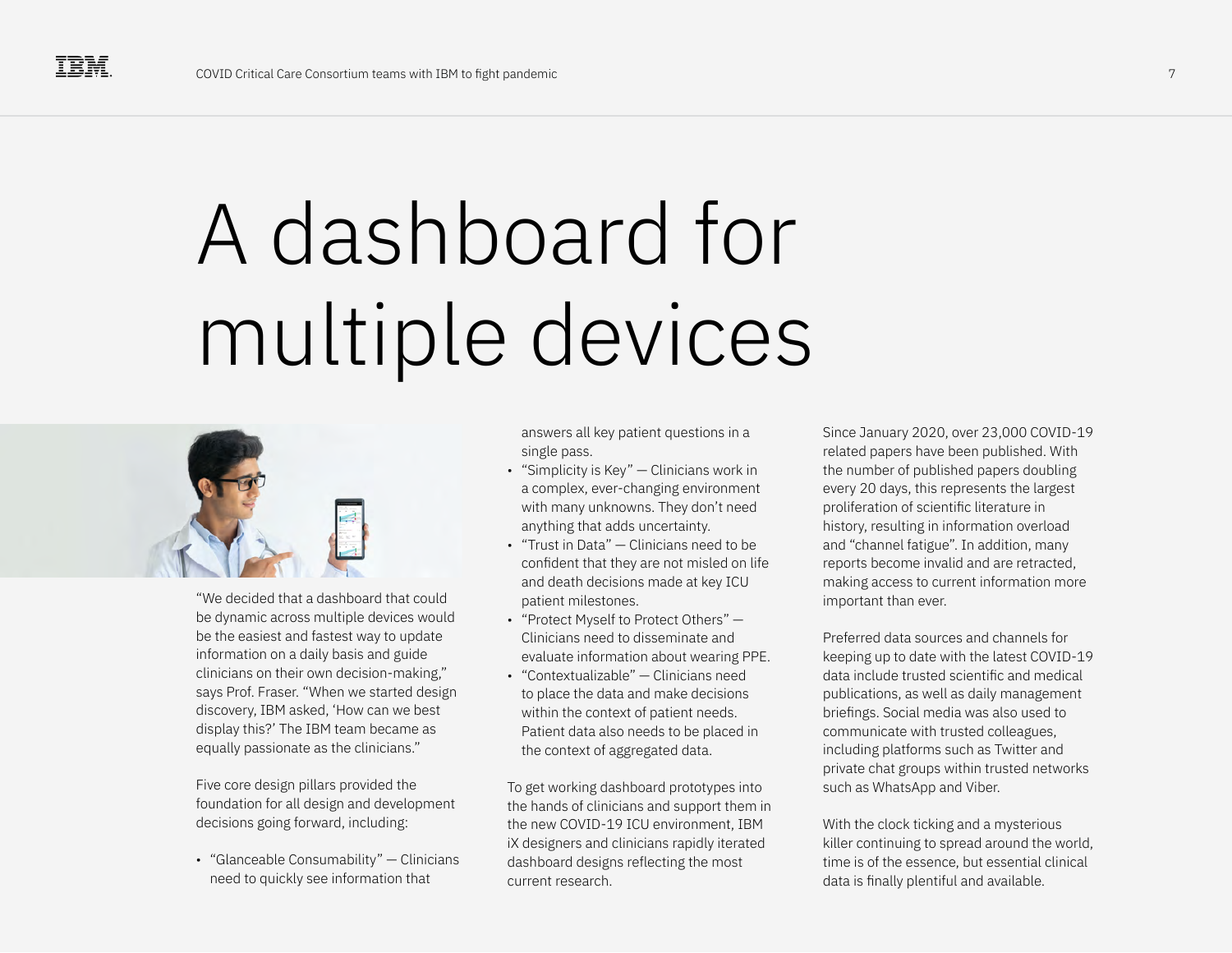# A dashboard for multiple devices

"We decided that a dashboard that could be dynamic across multiple devices would be the easiest and fastest way to update information on a daily basis and guide clinicians on their own decision-making," says Prof. Fraser. "When we started design discovery, IBM asked, 'How can we best display this?' The IBM team became as equally passionate as the clinicians."

Five core design pillars provided the foundation for all design and development decisions going forward, including:

- "Glanceable Consumability" — Clinicians need to quickly see information that answers all key patient questions in a single pass.
- "Simplicity is Key" — Clinicians work in a complex, ever-changing environment with many unknowns. They don't need anything that adds uncertainty.
- "Trust in Data" — Clinicians need to be confident that they are not misled on life and death decisions made at key ICU patient milestones.
- "Protect Myself to Protect Others" — Clinicians need to disseminate and evaluate information about wearing PPE.
- "Contextualizable" — Clinicians need to place the data and make decisions within the context of patient needs. Patient data also needs to be placed in the context of aggregated data.

To get working dashboard prototypes into the hands of clinicians and support them in the new COVID-19 ICU environment, IBM iX designers and clinicians rapidly iterated dashboard designs reflecting the most current research.

Since January 2020, over 23,000 COVID-19 related papers have been published. With the number of published papers doubling every 20 days, this represents the largest proliferation of scientific literature in history, resulting in information overload and "channel fatigue". In addition, many reports become invalid and are retracted, making access to current information more important than ever.

Preferred data sources and channels for keeping up to date with the latest COVID-19 data include trusted scientific and medical publications, as well as daily management briefings. Social media was also used to communicate with trusted colleagues, including platforms such as Twitter and private chat groups within trusted networks such as WhatsApp and Viber.

With the clock ticking and a mysterious killer continuing to spread around the world, time is of the essence, but essential clinical data is finally plentiful and available.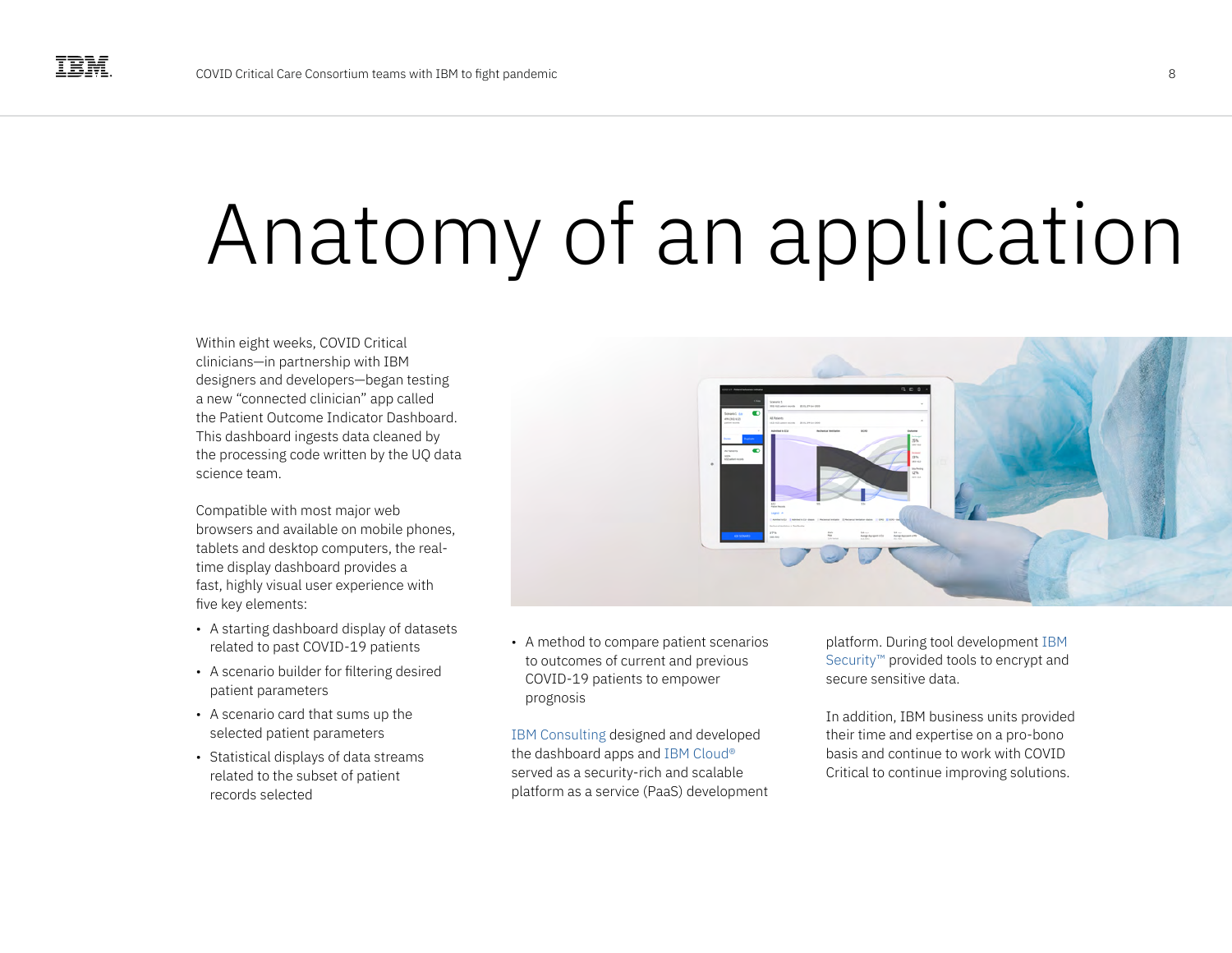# Anatomy of an application

Within eight weeks, COVID Critical clinicians—in partnership with IBM designers and developers—began testing a new "connected clinician" app called the Patient Outcome Indicator Dashboard. This dashboard ingests data cleaned by the processing code written by the UQ data science team.

Compatible with most major web browsers and available on mobile phones, tablets and desktop computers, the real-time display dashboard provides a fast, highly visual user experience with five key elements:

- A starting dashboard display of datasets related to past COVID-19 patients
- A scenario builder for filtering desired patient parameters
- A scenario card that sums up the selected patient parameters
- Statistical displays of data streams related to the subset of patient records selected
- A method to compare patient scenarios to outcomes of current and previous COVID-19 patients to empower prognosis

IBM Consulting designed and developed the dashboard apps and IBM Cloud® served as a security-rich and scalable platform as a service (PaaS) development platform. During tool development IBM Security™ provided tools to encrypt and secure sensitive data.

In addition, IBM business units provided their time and expertise on a pro-bono basis and continue to work with COVID Critical to continue improving solutions.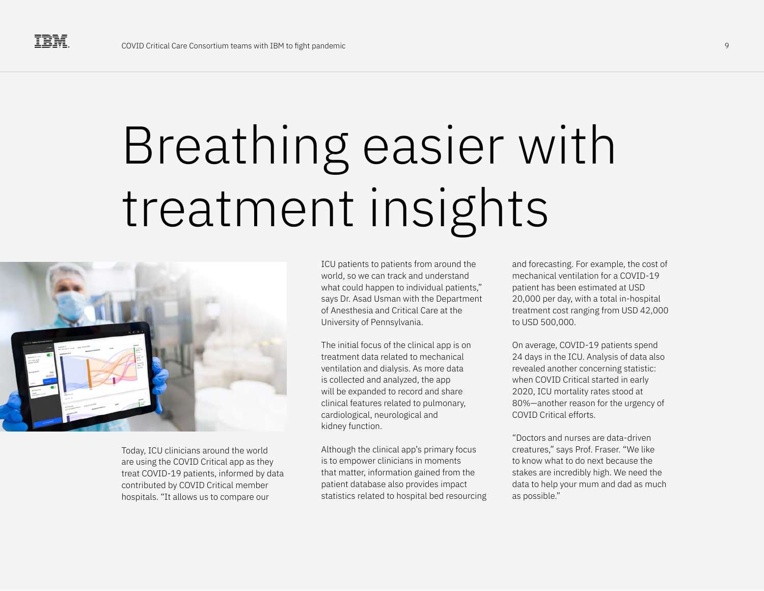# Breathing easier with treatment insights

Today, ICU clinicians around the world are using the COVID Critical app as they treat COVID-19 patients, informed by data contributed by COVID Critical member hospitals. "It allows us to compare our ICU patients to patients from around the world, so we can track and understand what could happen to individual patients," says Dr. Asad Usman with the Department of Anesthesia and Critical Care at the University of Pennsylvania.

The initial focus of the clinical app is on treatment data related to mechanical ventilation and dialysis. As more data is collected and analyzed, the app will be expanded to record and share clinical features related to pulmonary, cardiological, neurological and kidney function.

Although the clinical app's primary focus is to empower clinicians in moments that matter, information gained from the patient database also provides impact statistics related to hospital bed resourcing and forecasting. For example, the cost of mechanical ventilation for a COVID-19 patient has been estimated at USD 20,000 per day, with a total in-hospital treatment cost ranging from USD 42,000 to USD 500,000.

On average, COVID-19 patients spend 24 days in the ICU. Analysis of data also revealed another concerning statistic: when COVID Critical started in early 2020, ICU mortality rates stood at 80%—another reason for the urgency of COVID Critical efforts.

"Doctors and nurses are data-driven creatures," says Prof. Fraser. "We like to know what to do next because the stakes are incredibly high. We need the data to help your mum and dad as much as possible."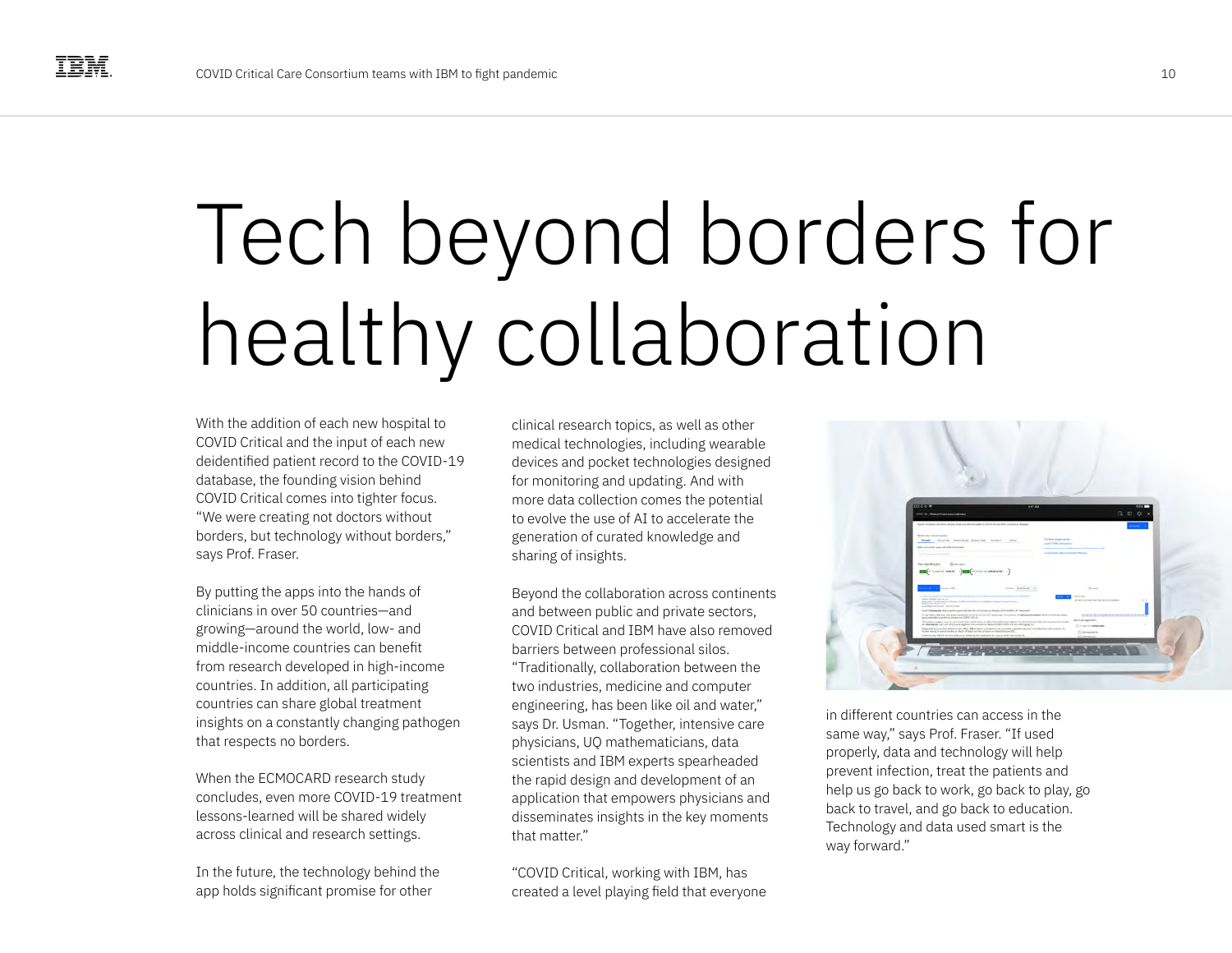# Tech beyond borders for healthy collaboration

With the addition of each new hospital to COVID Critical and the input of each new deidentified patient record to the COVID-19 database, the founding vision behind COVID Critical comes into tighter focus. "We were creating not doctors without borders, but technology without borders," says Prof. Fraser.

By putting the apps into the hands of clinicians in over 50 countries—and growing—around the world, low- and middle-income countries can benefit from research developed in high-income countries. In addition, all participating countries can share global treatment insights on a constantly changing pathogen that respects no borders.

When the ECMOCARD research study concludes, even more COVID-19 treatment lessons-learned will be shared widely across clinical and research settings.

In the future, the technology behind the app holds significant promise for other clinical research topics, as well as other medical technologies, including wearable devices and pocket technologies designed for monitoring and updating. And with more data collection comes the potential to evolve the use of AI to accelerate the generation of curated knowledge and sharing of insights.

Beyond the collaboration across continents and between public and private sectors, COVID Critical and IBM have also removed barriers between professional silos. "Traditionally, collaboration between the two industries, medicine and computer engineering, has been like oil and water," says Dr. Usman. "Together, intensive care physicians, UQ mathematicians, data scientists and IBM experts spearheaded the rapid design and development of an application that empowers physicians and disseminates insights in the key moments that matter."

"COVID Critical, working with IBM, has created a level playing field that everyone in different countries can access in the same way," says Prof. Fraser. "If used properly, data and technology will help prevent infection, treat the patients and help us go back to work, go back to play, go back to travel, and go back to education. Technology and data used smart is the way forward."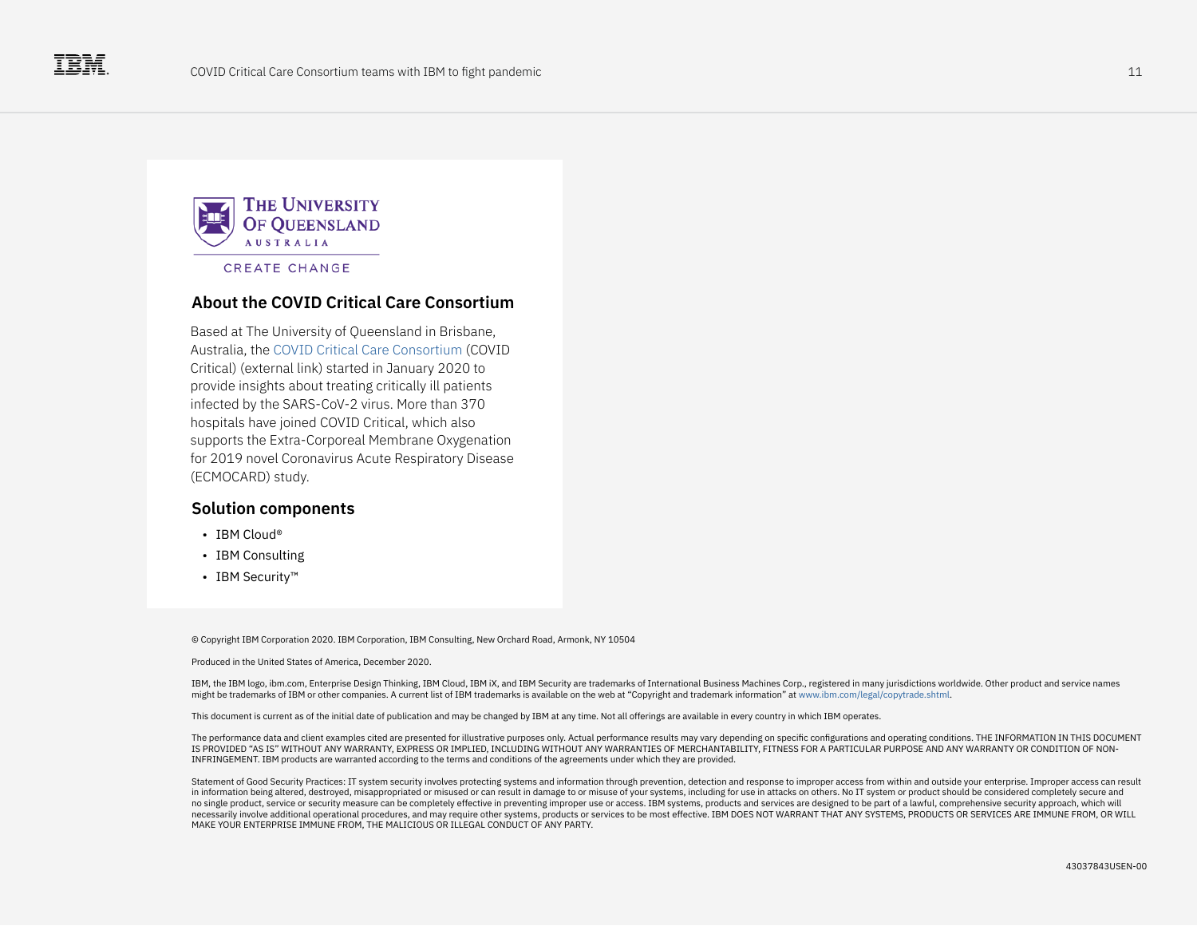The University Of Queensland
AUSTRALIA
CREATE CHANGE

## About the COVID Critical Care Consortium

Based at The University of Queensland in Brisbane, Australia, the COVID Critical Care Consortium (COVID Critical) (external link) started in January 2020 to provide insights about treating critically ill patients infected by the SARS-CoV-2 virus. More than 370 hospitals have joined COVID Critical, which also supports the Extra-Corporeal Membrane Oxygenation for 2019 novel Coronavirus Acute Respiratory Disease (ECMOCARD) study.

## Solution components

- IBM Cloud®
- IBM Consulting
- IBM Security™

© Copyright IBM Corporation 2020. IBM Corporation, IBM Consulting, New Orchard Road, Armonk, NY 10504

Produced in the United States of America, December 2020.

IBM, the IBM logo, ibm.com, Enterprise Design Thinking, IBM Cloud, IBM iX, and IBM Security are trademarks of International Business Machines Corp., registered in many jurisdictions worldwide. Other product and service names might be trademarks of IBM or other companies. A current list of IBM trademarks is available on the web at "Copyright and trademark information" at www.ibm.com/legal/copytrade.shtml.

This document is current as of the initial date of publication and may be changed by IBM at any time. Not all offerings are available in every country in which IBM operates.

The performance data and client examples cited are presented for illustrative purposes only. Actual performance results may vary depending on specific configurations and operating conditions. THE INFORMATION IN THIS DOCUMENT IS PROVIDED "AS IS" WITHOUT ANY WARRANTY, EXPRESS OR IMPLIED, INCLUDING WITHOUT ANY WARRANTIES OF MERCHANTABILITY, FITNESS FOR A PARTICULAR PURPOSE AND ANY WARRANTY OR CONDITION OF NON-INFRINGEMENT. IBM products are warranted according to the terms and conditions of the agreements under which they are provided.

Statement of Good Security Practices: IT system security involves protecting systems and information through prevention, detection and response to improper access from within and outside your enterprise. Improper access can result in information being altered, destroyed, misappropriated or misused or can result in damage to or misuse of your systems, including for use in attacks on others. No IT system or product should be considered completely secure and no single product, service or security measure can be completely effective in preventing improper use or access. IBM systems, products and services are designed to be part of a lawful, comprehensive security approach, which will necessarily involve additional operational procedures, and may require other systems, products or services to be most effective. IBM DOES NOT WARRANT THAT ANY SYSTEMS, PRODUCTS OR SERVICES ARE IMMUNE FROM, OR WILL MAKE YOUR ENTERPRISE IMMUNE FROM, THE MALICIOUS OR ILLEGAL CONDUCT OF ANY PARTY.

43037843USEN-00